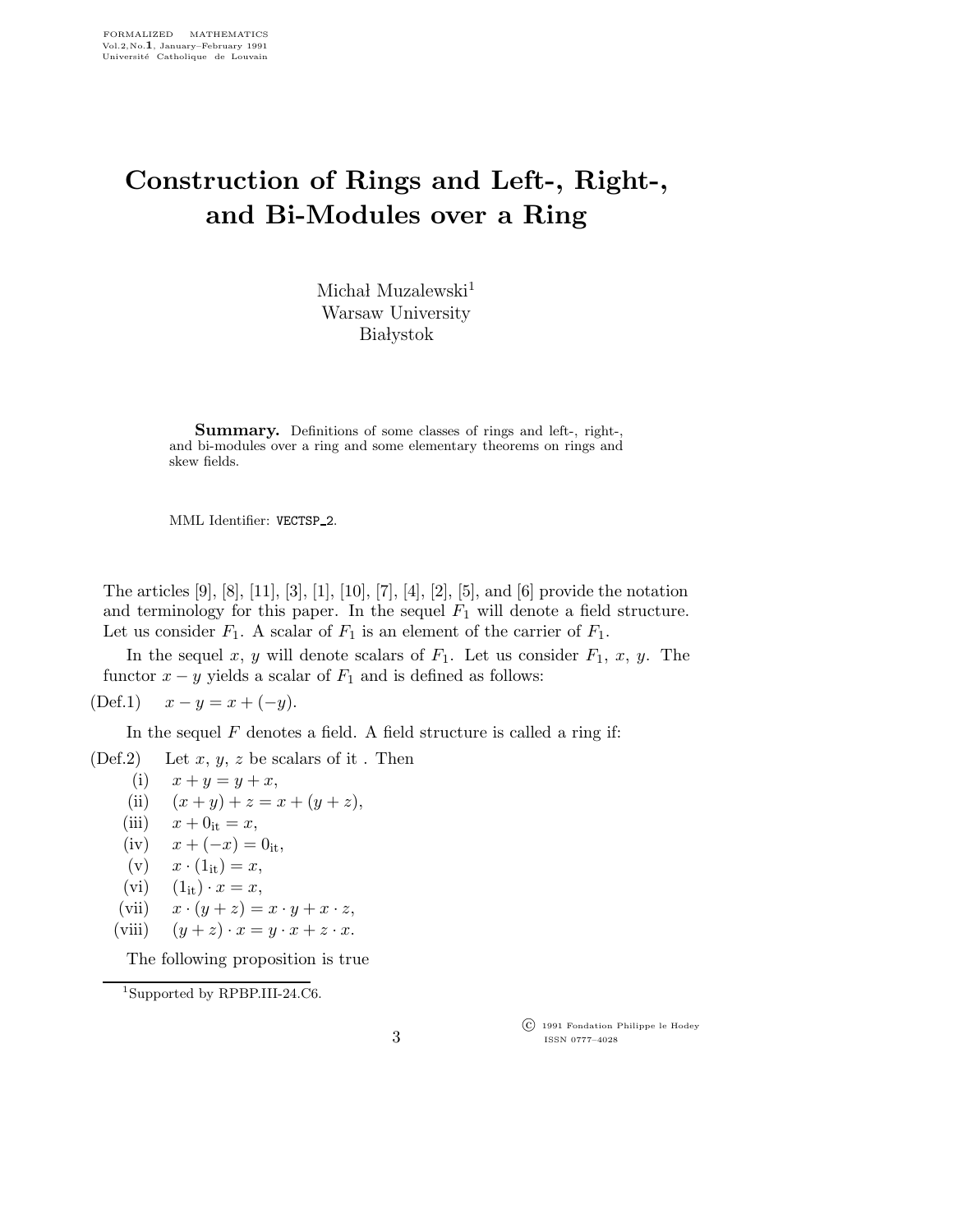# Construction of Rings and Left-, Right-, and Bi-Modules over a Ring

Michał Muzalewski[1]
Warsaw University
Białystok

**Summary.** Definitions of some classes of rings and left-, right-, and bi-modules over a ring and some elementary theorems on rings and skew fields.

MML Identifier: VECTSP_2.

The articles [9], [8], [11], [3], [1], [10], [7], [4], [2], [5], and [6] provide the notation and terminology for this paper. In the sequel $F_1$ will denote a field structure. Let us consider $F_1$. A scalar of $F_1$ is an element of the carrier of $F_1$.

In the sequel $x$, $y$ will denote scalars of $F_1$. Let us consider $F_1$, $x$, $y$. The functor $x - y$ yields a scalar of $F_1$ and is defined as follows:

(Def.1) $x - y = x + (-y)$.

In the sequel $F$ denotes a field. A field structure is called a ring if:

(Def.2) Let $x$, $y$, $z$ be scalars of it . Then

- (i) $x + y = y + x$,
- (ii) $(x + y) + z = x + (y + z)$,
- (iii) $x + 0_{\rm it} = x$,
- (iv) $x + (-x) = 0_{\rm it}$,
- (v) $x \cdot (1_{\rm it}) = x$,
- (vi) $(1_{\rm it}) \cdot x = x$,
- (vii) $x \cdot (y + z) = x \cdot y + x \cdot z$,
- (viii) $(y + z) \cdot x = y \cdot x + z \cdot x$.

The following proposition is true

[1]Supported by RPBP.III-24.C6.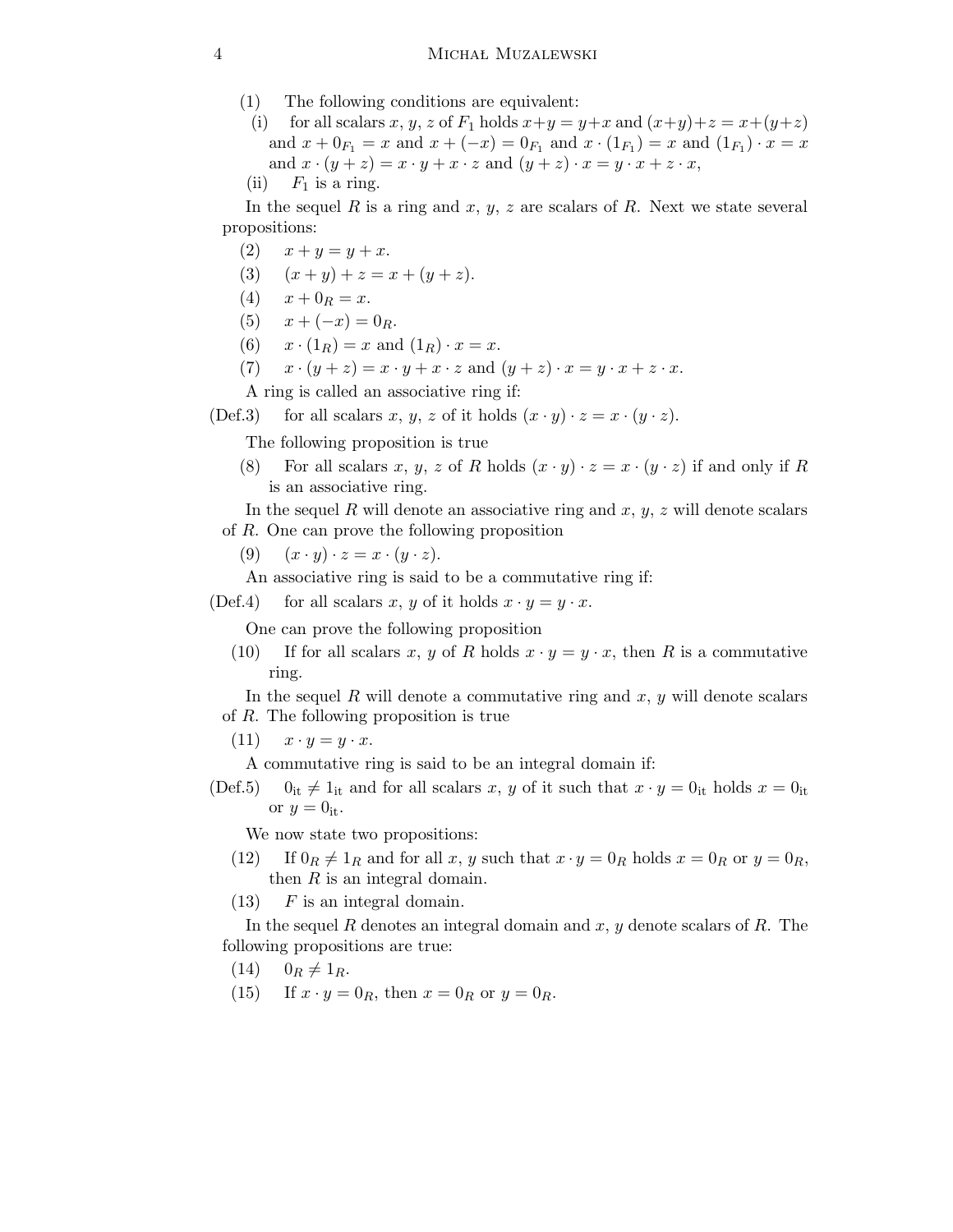(1) The following conditions are equivalent:

(i) for all scalars $x$, $y$, $z$ of $F_1$ holds $x+y=y+x$ and $(x+y)+z=x+(y+z)$ and $x+0_{F_1}=x$ and $x+(-x)=0_{F_1}$ and $x\cdot(1_{F_1})=x$ and $(1_{F_1})\cdot x=x$ and $x\cdot(y+z)=x\cdot y+x\cdot z$ and $(y+z)\cdot x=y\cdot x+z\cdot x$,

(ii) $F_1$ is a ring.

In the sequel $R$ is a ring and $x$, $y$, $z$ are scalars of $R$. Next we state several propositions:

(2) $x+y=y+x$.

(3) $(x+y)+z=x+(y+z)$.

(4) $x+0_R=x$.

(5) $x+(-x)=0_R$.

(6) $x\cdot(1_R)=x$ and $(1_R)\cdot x=x$.

(7) $x\cdot(y+z)=x\cdot y+x\cdot z$ and $(y+z)\cdot x=y\cdot x+z\cdot x$.

A ring is called an associative ring if:

(Def.3) for all scalars $x$, $y$, $z$ of it holds $(x\cdot y)\cdot z=x\cdot(y\cdot z)$.

The following proposition is true

(8) For all scalars $x$, $y$, $z$ of $R$ holds $(x\cdot y)\cdot z=x\cdot(y\cdot z)$ if and only if $R$ is an associative ring.

In the sequel $R$ will denote an associative ring and $x$, $y$, $z$ will denote scalars of $R$. One can prove the following proposition

(9) $(x\cdot y)\cdot z=x\cdot(y\cdot z)$.

An associative ring is said to be a commutative ring if:

(Def.4) for all scalars $x$, $y$ of it holds $x\cdot y=y\cdot x$.

One can prove the following proposition

(10) If for all scalars $x$, $y$ of $R$ holds $x\cdot y=y\cdot x$, then $R$ is a commutative ring.

In the sequel $R$ will denote a commutative ring and $x$, $y$ will denote scalars of $R$. The following proposition is true

(11) $x\cdot y=y\cdot x$.

A commutative ring is said to be an integral domain if:

(Def.5) $0_{\rm it}\neq 1_{\rm it}$ and for all scalars $x$, $y$ of it such that $x\cdot y=0_{\rm it}$ holds $x=0_{\rm it}$ or $y=0_{\rm it}$.

We now state two propositions:

(12) If $0_R\neq 1_R$ and for all $x$, $y$ such that $x\cdot y=0_R$ holds $x=0_R$ or $y=0_R$, then $R$ is an integral domain.

(13) $F$ is an integral domain.

In the sequel $R$ denotes an integral domain and $x$, $y$ denote scalars of $R$. The following propositions are true:

(14) $0_R\neq 1_R$.

(15) If $x\cdot y=0_R$, then $x=0_R$ or $y=0_R$.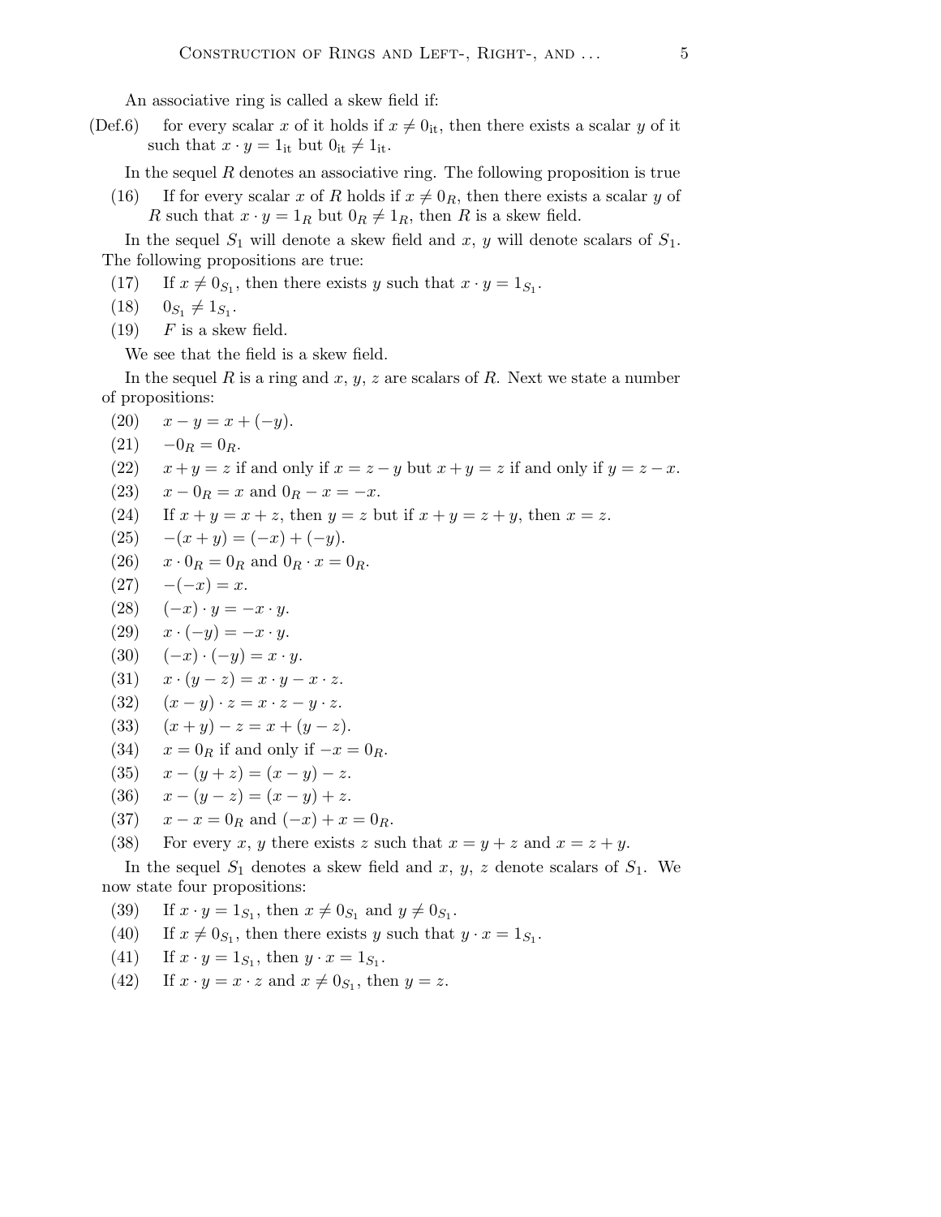An associative ring is called a skew field if:

(Def.6) for every scalar $x$ of it holds if $x \neq 0_{\rm it}$, then there exists a scalar $y$ of it such that $x \cdot y = 1_{\rm it}$ but $0_{\rm it} \neq 1_{\rm it}$.

In the sequel $R$ denotes an associative ring. The following proposition is true

(16) If for every scalar $x$ of $R$ holds if $x \neq 0_R$, then there exists a scalar $y$ of $R$ such that $x \cdot y = 1_R$ but $0_R \neq 1_R$, then $R$ is a skew field.

In the sequel $S_1$ will denote a skew field and $x$, $y$ will denote scalars of $S_1$. The following propositions are true:

(17) If $x \neq 0_{S_1}$, then there exists $y$ such that $x \cdot y = 1_{S_1}$.

(18) $0_{S_1} \neq 1_{S_1}$.

(19) $F$ is a skew field.

We see that the field is a skew field.

In the sequel $R$ is a ring and $x$, $y$, $z$ are scalars of $R$. Next we state a number of propositions:

(20) $x - y = x + (-y)$.

(21) $-0_R = 0_R$.

(22) $x + y = z$ if and only if $x = z - y$ but $x + y = z$ if and only if $y = z - x$.

(23) $x - 0_R = x$ and $0_R - x = -x$.

(24) If $x + y = x + z$, then $y = z$ but if $x + y = z + y$, then $x = z$.

(25) $-(x + y) = (-x) + (-y)$.

(26) $x \cdot 0_R = 0_R$ and $0_R \cdot x = 0_R$.

(27) $-(-x) = x$.

(28) $(-x) \cdot y = -x \cdot y$.

(29) $x \cdot (-y) = -x \cdot y$.

(30) $(-x) \cdot (-y) = x \cdot y$.

(31) $x \cdot (y - z) = x \cdot y - x \cdot z$.

(32) $(x - y) \cdot z = x \cdot z - y \cdot z$.

(33) $(x + y) - z = x + (y - z)$.

(34) $x = 0_R$ if and only if $-x = 0_R$.

(35) $x - (y + z) = (x - y) - z$.

(36) $x - (y - z) = (x - y) + z$.

(37) $x - x = 0_R$ and $(-x) + x = 0_R$.

(38) For every $x$, $y$ there exists $z$ such that $x = y + z$ and $x = z + y$.

In the sequel $S_1$ denotes a skew field and $x$, $y$, $z$ denote scalars of $S_1$. We now state four propositions:

(39) If $x \cdot y = 1_{S_1}$, then $x \neq 0_{S_1}$ and $y \neq 0_{S_1}$.

(40) If $x \neq 0_{S_1}$, then there exists $y$ such that $y \cdot x = 1_{S_1}$.

(41) If $x \cdot y = 1_{S_1}$, then $y \cdot x = 1_{S_1}$.

(42) If $x \cdot y = x \cdot z$ and $x \neq 0_{S_1}$, then $y = z$.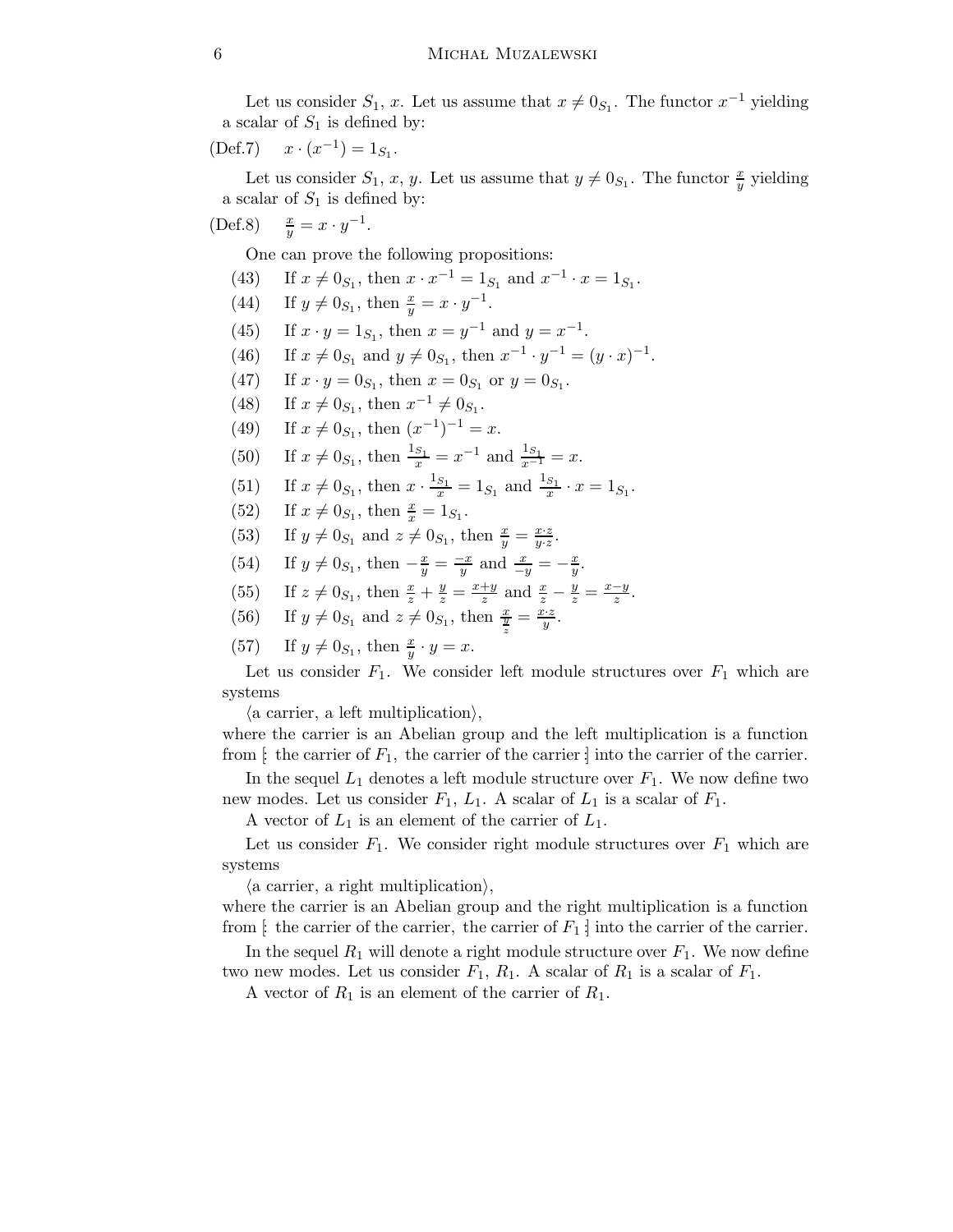Let us consider $S_1$, $x$. Let us assume that $x \neq 0_{S_1}$. The functor $x^{-1}$ yielding a scalar of $S_1$ is defined by:

(Def.7) $\quad x \cdot (x^{-1}) = 1_{S_1}$.

Let us consider $S_1$, $x$, $y$. Let us assume that $y \neq 0_{S_1}$. The functor $\frac{x}{y}$ yielding a scalar of $S_1$ is defined by:

(Def.8) $\quad \frac{x}{y} = x \cdot y^{-1}$.

One can prove the following propositions:

(43) If $x \neq 0_{S_1}$, then $x \cdot x^{-1} = 1_{S_1}$ and $x^{-1} \cdot x = 1_{S_1}$.

(44) If $y \neq 0_{S_1}$, then $\frac{x}{y} = x \cdot y^{-1}$.

(45) If $x \cdot y = 1_{S_1}$, then $x = y^{-1}$ and $y = x^{-1}$.

(46) If $x \neq 0_{S_1}$ and $y \neq 0_{S_1}$, then $x^{-1} \cdot y^{-1} = (y \cdot x)^{-1}$.

(47) If $x \cdot y = 0_{S_1}$, then $x = 0_{S_1}$ or $y = 0_{S_1}$.

(48) If $x \neq 0_{S_1}$, then $x^{-1} \neq 0_{S_1}$.

(49) If $x \neq 0_{S_1}$, then $(x^{-1})^{-1} = x$.

(50) If $x \neq 0_{S_1}$, then $\frac{1_{S_1}}{x} = x^{-1}$ and $\frac{1_{S_1}}{x^{-1}} = x$.

(51) If $x \neq 0_{S_1}$, then $x \cdot \frac{1_{S_1}}{x} = 1_{S_1}$ and $\frac{1_{S_1}}{x} \cdot x = 1_{S_1}$.

(52) If $x \neq 0_{S_1}$, then $\frac{x}{x} = 1_{S_1}$.

(53) If $y \neq 0_{S_1}$ and $z \neq 0_{S_1}$, then $\frac{x}{y} = \frac{x \cdot z}{y \cdot z}$.

(54) If $y \neq 0_{S_1}$, then $-\frac{x}{y} = \frac{-x}{y}$ and $\frac{x}{-y} = -\frac{x}{y}$.

(55) If $z \neq 0_{S_1}$, then $\frac{x}{z} + \frac{y}{z} = \frac{x+y}{z}$ and $\frac{x}{z} - \frac{y}{z} = \frac{x-y}{z}$.

(56) If $y \neq 0_{S_1}$ and $z \neq 0_{S_1}$, then $\frac{x}{\frac{y}{z}} = \frac{x \cdot z}{y}$.

(57) If $y \neq 0_{S_1}$, then $\frac{x}{y} \cdot y = x$.

Let us consider $F_1$. We consider left module structures over $F_1$ which are systems

⟨a carrier, a left multiplication⟩,

where the carrier is an Abelian group and the left multiplication is a function from [: the carrier of $F_1$, the carrier of the carrier :] into the carrier of the carrier.

In the sequel $L_1$ denotes a left module structure over $F_1$. We now define two new modes. Let us consider $F_1$, $L_1$. A scalar of $L_1$ is a scalar of $F_1$.

A vector of $L_1$ is an element of the carrier of $L_1$.

Let us consider $F_1$. We consider right module structures over $F_1$ which are systems

⟨a carrier, a right multiplication⟩,

where the carrier is an Abelian group and the right multiplication is a function from [: the carrier of the carrier, the carrier of $F_1$ :] into the carrier of the carrier.

In the sequel $R_1$ will denote a right module structure over $F_1$. We now define two new modes. Let us consider $F_1$, $R_1$. A scalar of $R_1$ is a scalar of $F_1$.

A vector of $R_1$ is an element of the carrier of $R_1$.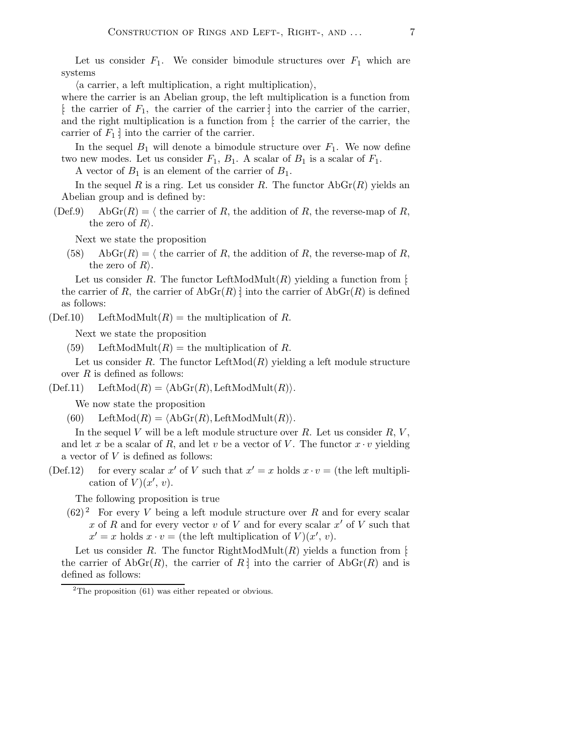Let us consider $F_1$. We consider bimodule structures over $F_1$ which are systems

⟨a carrier, a left multiplication, a right multiplication⟩,

where the carrier is an Abelian group, the left multiplication is a function from [: the carrier of $F_1$, the carrier of the carrier :] into the carrier of the carrier, and the right multiplication is a function from [: the carrier of the carrier, the carrier of $F_1$ :] into the carrier of the carrier.

In the sequel $B_1$ will denote a bimodule structure over $F_1$. We now define two new modes. Let us consider $F_1$, $B_1$. A scalar of $B_1$ is a scalar of $F_1$.

A vector of $B_1$ is an element of the carrier of $B_1$.

In the sequel $R$ is a ring. Let us consider $R$. The functor $\mathrm{AbGr}(R)$ yields an Abelian group and is defined by:

(Def.9) $\mathrm{AbGr}(R) = \langle$ the carrier of $R$, the addition of $R$, the reverse-map of $R$, the zero of $R\rangle$.

Next we state the proposition

(58) $\mathrm{AbGr}(R) = \langle$ the carrier of $R$, the addition of $R$, the reverse-map of $R$, the zero of $R\rangle$.

Let us consider $R$. The functor $\mathrm{LeftModMult}(R)$ yielding a function from [: the carrier of $R$, the carrier of $\mathrm{AbGr}(R)$ :] into the carrier of $\mathrm{AbGr}(R)$ is defined as follows:

(Def.10) $\mathrm{LeftModMult}(R) =$ the multiplication of $R$.

Next we state the proposition

(59) $\mathrm{LeftModMult}(R) =$ the multiplication of $R$.

Let us consider $R$. The functor $\mathrm{LeftMod}(R)$ yielding a left module structure over $R$ is defined as follows:

(Def.11) $\mathrm{LeftMod}(R) = \langle \mathrm{AbGr}(R), \mathrm{LeftModMult}(R)\rangle$.

We now state the proposition

(60) $\mathrm{LeftMod}(R) = \langle \mathrm{AbGr}(R), \mathrm{LeftModMult}(R)\rangle$.

In the sequel $V$ will be a left module structure over $R$. Let us consider $R$, $V$, and let $x$ be a scalar of $R$, and let $v$ be a vector of $V$. The functor $x \cdot v$ yielding a vector of $V$ is defined as follows:

(Def.12) for every scalar $x'$ of $V$ such that $x' = x$ holds $x \cdot v =$ (the left multiplication of $V$)$(x', v)$.

The following proposition is true

(62)[2] For every $V$ being a left module structure over $R$ and for every scalar $x$ of $R$ and for every vector $v$ of $V$ and for every scalar $x'$ of $V$ such that $x' = x$ holds $x \cdot v =$ (the left multiplication of $V$)$(x', v)$.

Let us consider $R$. The functor $\mathrm{RightModMult}(R)$ yields a function from [: the carrier of $\mathrm{AbGr}(R)$, the carrier of $R$ :] into the carrier of $\mathrm{AbGr}(R)$ and is defined as follows:

[2] The proposition (61) was either repeated or obvious.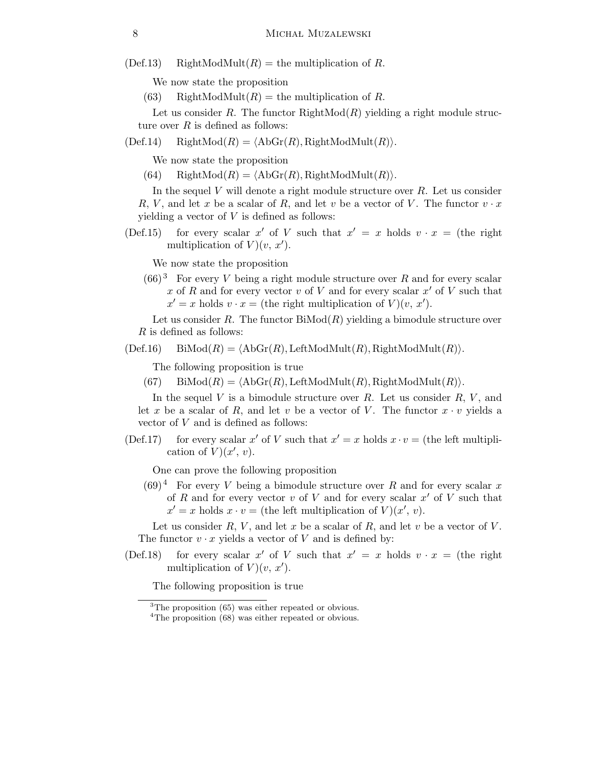(Def.13) $\quad$ $\mathrm{RightModMult}(R) =$ the multiplication of $R$.

We now state the proposition

(63) $\quad$ $\mathrm{RightModMult}(R) =$ the multiplication of $R$.

Let us consider $R$. The functor $\mathrm{RightMod}(R)$ yielding a right module structure over $R$ is defined as follows:

(Def.14) $\quad$ $\mathrm{RightMod}(R) = \langle \mathrm{AbGr}(R), \mathrm{RightModMult}(R) \rangle$.

We now state the proposition

(64) $\quad$ $\mathrm{RightMod}(R) = \langle \mathrm{AbGr}(R), \mathrm{RightModMult}(R) \rangle$.

In the sequel $V$ will denote a right module structure over $R$. Let us consider $R$, $V$, and let $x$ be a scalar of $R$, and let $v$ be a vector of $V$. The functor $v \cdot x$ yielding a vector of $V$ is defined as follows:

(Def.15) $\quad$ for every scalar $x'$ of $V$ such that $x' = x$ holds $v \cdot x =$ (the right multiplication of $V$)$(v, x')$.

We now state the proposition

(66)[3] For every $V$ being a right module structure over $R$ and for every scalar $x$ of $R$ and for every vector $v$ of $V$ and for every scalar $x'$ of $V$ such that $x' = x$ holds $v \cdot x =$ (the right multiplication of $V$)$(v, x')$.

Let us consider $R$. The functor $\mathrm{BiMod}(R)$ yielding a bimodule structure over $R$ is defined as follows:

(Def.16) $\quad$ $\mathrm{BiMod}(R) = \langle \mathrm{AbGr}(R), \mathrm{LeftModMult}(R), \mathrm{RightModMult}(R) \rangle$.

The following proposition is true

(67) $\quad$ $\mathrm{BiMod}(R) = \langle \mathrm{AbGr}(R), \mathrm{LeftModMult}(R), \mathrm{RightModMult}(R) \rangle$.

In the sequel $V$ is a bimodule structure over $R$. Let us consider $R$, $V$, and let $x$ be a scalar of $R$, and let $v$ be a vector of $V$. The functor $x \cdot v$ yields a vector of $V$ and is defined as follows:

(Def.17) $\quad$ for every scalar $x'$ of $V$ such that $x' = x$ holds $x \cdot v =$ (the left multiplication of $V$)$(x', v)$.

One can prove the following proposition

(69)[4] For every $V$ being a bimodule structure over $R$ and for every scalar $x$ of $R$ and for every vector $v$ of $V$ and for every scalar $x'$ of $V$ such that $x' = x$ holds $x \cdot v =$ (the left multiplication of $V$)$(x', v)$.

Let us consider $R$, $V$, and let $x$ be a scalar of $R$, and let $v$ be a vector of $V$. The functor $v \cdot x$ yields a vector of $V$ and is defined by:

(Def.18) $\quad$ for every scalar $x'$ of $V$ such that $x' = x$ holds $v \cdot x =$ (the right multiplication of $V$)$(v, x')$.

The following proposition is true

---

[3] The proposition (65) was either repeated or obvious.

[4] The proposition (68) was either repeated or obvious.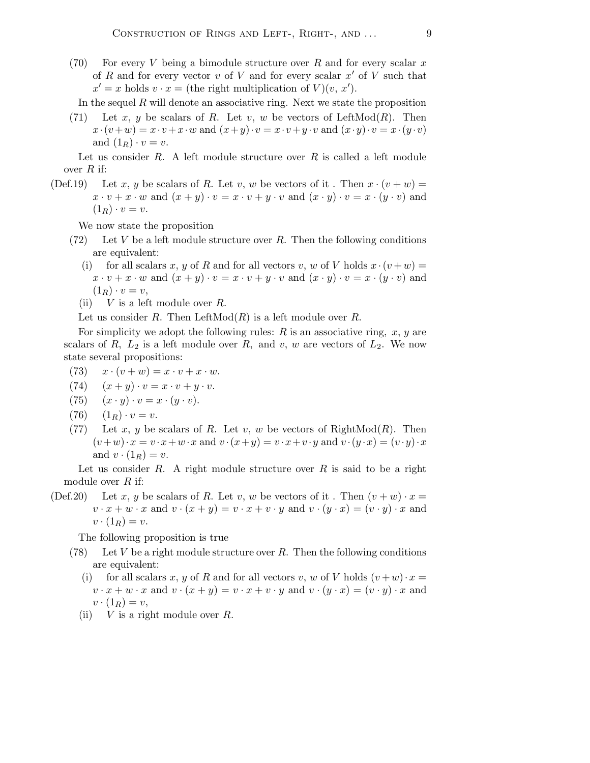(70) For every $V$ being a bimodule structure over $R$ and for every scalar $x$ of $R$ and for every vector $v$ of $V$ and for every scalar $x'$ of $V$ such that $x' = x$ holds $v \cdot x =$ (the right multiplication of $V$)($v$, $x'$).

In the sequel $R$ will denote an associative ring. Next we state the proposition

(71) Let $x$, $y$ be scalars of $R$. Let $v$, $w$ be vectors of LeftMod($R$). Then $x \cdot (v + w) = x \cdot v + x \cdot w$ and $(x + y) \cdot v = x \cdot v + y \cdot v$ and $(x \cdot y) \cdot v = x \cdot (y \cdot v)$ and $(1_R) \cdot v = v$.

Let us consider $R$. A left module structure over $R$ is called a left module over $R$ if:

(Def.19) Let $x$, $y$ be scalars of $R$. Let $v$, $w$ be vectors of it . Then $x \cdot (v + w) = x \cdot v + x \cdot w$ and $(x + y) \cdot v = x \cdot v + y \cdot v$ and $(x \cdot y) \cdot v = x \cdot (y \cdot v)$ and $(1_R) \cdot v = v$.

We now state the proposition

(72) Let $V$ be a left module structure over $R$. Then the following conditions are equivalent:

(i) for all scalars $x$, $y$ of $R$ and for all vectors $v$, $w$ of $V$ holds $x \cdot (v + w) = x \cdot v + x \cdot w$ and $(x + y) \cdot v = x \cdot v + y \cdot v$ and $(x \cdot y) \cdot v = x \cdot (y \cdot v)$ and $(1_R) \cdot v = v$,

(ii) $V$ is a left module over $R$.

Let us consider $R$. Then LeftMod($R$) is a left module over $R$.

For simplicity we adopt the following rules: $R$ is an associative ring, $x$, $y$ are scalars of $R$, $L_2$ is a left module over $R$, and $v$, $w$ are vectors of $L_2$. We now state several propositions:

(73) $x \cdot (v + w) = x \cdot v + x \cdot w$.

(74) $(x + y) \cdot v = x \cdot v + y \cdot v$.

(75) $(x \cdot y) \cdot v = x \cdot (y \cdot v)$.

(76) $(1_R) \cdot v = v$.

(77) Let $x$, $y$ be scalars of $R$. Let $v$, $w$ be vectors of RightMod($R$). Then $(v + w) \cdot x = v \cdot x + w \cdot x$ and $v \cdot (x + y) = v \cdot x + v \cdot y$ and $v \cdot (y \cdot x) = (v \cdot y) \cdot x$ and $v \cdot (1_R) = v$.

Let us consider $R$. A right module structure over $R$ is said to be a right module over $R$ if:

(Def.20) Let $x$, $y$ be scalars of $R$. Let $v$, $w$ be vectors of it . Then $(v + w) \cdot x = v \cdot x + w \cdot x$ and $v \cdot (x + y) = v \cdot x + v \cdot y$ and $v \cdot (y \cdot x) = (v \cdot y) \cdot x$ and $v \cdot (1_R) = v$.

The following proposition is true

(78) Let $V$ be a right module structure over $R$. Then the following conditions are equivalent:

(i) for all scalars $x$, $y$ of $R$ and for all vectors $v$, $w$ of $V$ holds $(v + w) \cdot x = v \cdot x + w \cdot x$ and $v \cdot (x + y) = v \cdot x + v \cdot y$ and $v \cdot (y \cdot x) = (v \cdot y) \cdot x$ and $v \cdot (1_R) = v$,

(ii) $V$ is a right module over $R$.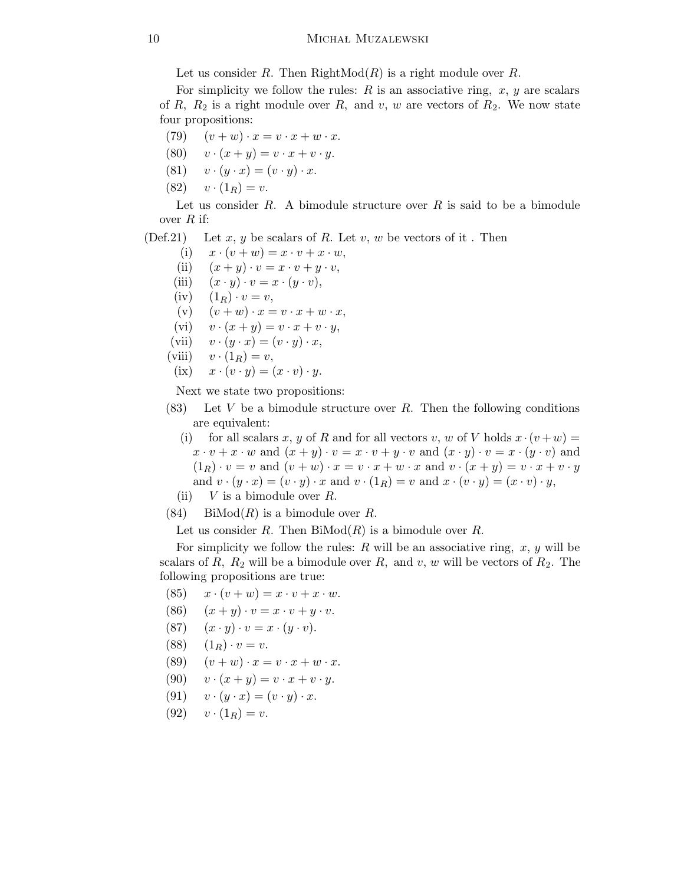Let us consider $R$. Then $\text{RightMod}(R)$ is a right module over $R$.

For simplicity we follow the rules: $R$ is an associative ring, $x$, $y$ are scalars of $R$, $R_2$ is a right module over $R$, and $v$, $w$ are vectors of $R_2$. We now state four propositions:

(79) $(v + w) \cdot x = v \cdot x + w \cdot x$.

(80) $v \cdot (x + y) = v \cdot x + v \cdot y$.

(81) $v \cdot (y \cdot x) = (v \cdot y) \cdot x$.

(82) $v \cdot (1_R) = v$.

Let us consider $R$. A bimodule structure over $R$ is said to be a bimodule over $R$ if:

(Def.21) Let $x$, $y$ be scalars of $R$. Let $v$, $w$ be vectors of it . Then

- (i) $x \cdot (v + w) = x \cdot v + x \cdot w$,
- (ii) $(x + y) \cdot v = x \cdot v + y \cdot v$,
- (iii) $(x \cdot y) \cdot v = x \cdot (y \cdot v)$,
- (iv) $(1_R) \cdot v = v$,
- (v) $(v + w) \cdot x = v \cdot x + w \cdot x$,
- (vi) $v \cdot (x + y) = v \cdot x + v \cdot y$,
- (vii) $v \cdot (y \cdot x) = (v \cdot y) \cdot x$,
- (viii) $v \cdot (1_R) = v$,
- (ix) $x \cdot (v \cdot y) = (x \cdot v) \cdot y$.

Next we state two propositions:

(83) Let $V$ be a bimodule structure over $R$. Then the following conditions are equivalent:

- (i) for all scalars $x$, $y$ of $R$ and for all vectors $v$, $w$ of $V$ holds $x \cdot (v + w) = x \cdot v + x \cdot w$ and $(x + y) \cdot v = x \cdot v + y \cdot v$ and $(x \cdot y) \cdot v = x \cdot (y \cdot v)$ and $(1_R) \cdot v = v$ and $(v + w) \cdot x = v \cdot x + w \cdot x$ and $v \cdot (x + y) = v \cdot x + v \cdot y$ and $v \cdot (y \cdot x) = (v \cdot y) \cdot x$ and $v \cdot (1_R) = v$ and $x \cdot (v \cdot y) = (x \cdot v) \cdot y$,
- (ii) $V$ is a bimodule over $R$.

(84) $\text{BiMod}(R)$ is a bimodule over $R$.

Let us consider $R$. Then $\text{BiMod}(R)$ is a bimodule over $R$.

For simplicity we follow the rules: $R$ will be an associative ring, $x$, $y$ will be scalars of $R$, $R_2$ will be a bimodule over $R$, and $v$, $w$ will be vectors of $R_2$. The following propositions are true:

(85) $x \cdot (v + w) = x \cdot v + x \cdot w$.

(86) $(x + y) \cdot v = x \cdot v + y \cdot v$.

(87) $(x \cdot y) \cdot v = x \cdot (y \cdot v)$.

(88) $(1_R) \cdot v = v$.

(89) $(v + w) \cdot x = v \cdot x + w \cdot x$.

(90) $v \cdot (x + y) = v \cdot x + v \cdot y$.

(91) $v \cdot (y \cdot x) = (v \cdot y) \cdot x$.

(92) $v \cdot (1_R) = v$.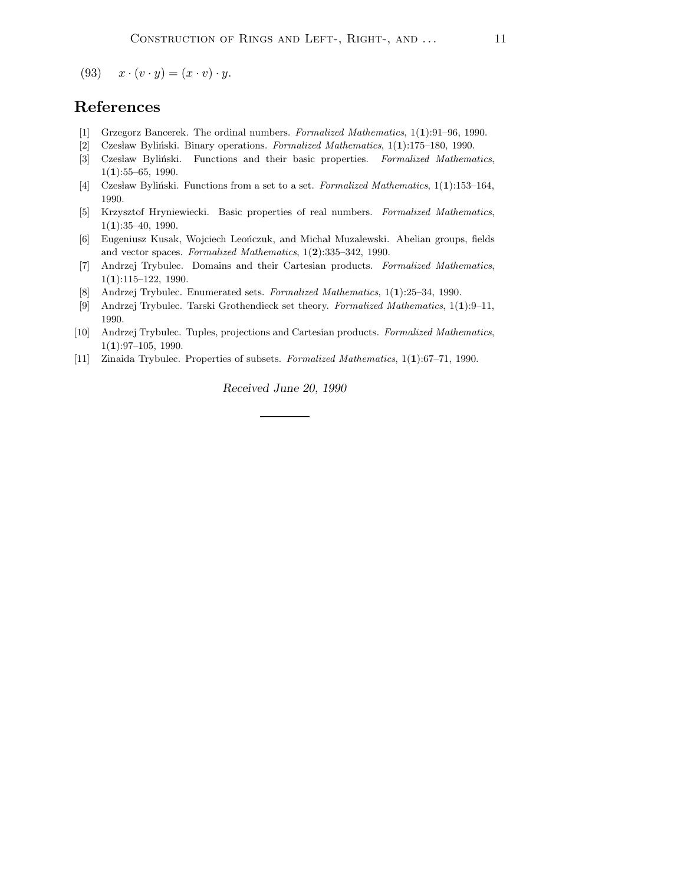(93) $x \cdot (v \cdot y) = (x \cdot v) \cdot y$.

## References

[1] Grzegorz Bancerek. The ordinal numbers. *Formalized Mathematics*, 1(**1**):91–96, 1990.

[2] Czesław Byliński. Binary operations. *Formalized Mathematics*, 1(**1**):175–180, 1990.

[3] Czesław Byliński. Functions and their basic properties. *Formalized Mathematics*, 1(**1**):55–65, 1990.

[4] Czesław Byliński. Functions from a set to a set. *Formalized Mathematics*, 1(**1**):153–164, 1990.

[5] Krzysztof Hryniewiecki. Basic properties of real numbers. *Formalized Mathematics*, 1(**1**):35–40, 1990.

[6] Eugeniusz Kusak, Wojciech Leończuk, and Michał Muzalewski. Abelian groups, fields and vector spaces. *Formalized Mathematics*, 1(**2**):335–342, 1990.

[7] Andrzej Trybulec. Domains and their Cartesian products. *Formalized Mathematics*, 1(**1**):115–122, 1990.

[8] Andrzej Trybulec. Enumerated sets. *Formalized Mathematics*, 1(**1**):25–34, 1990.

[9] Andrzej Trybulec. Tarski Grothendieck set theory. *Formalized Mathematics*, 1(**1**):9–11, 1990.

[10] Andrzej Trybulec. Tuples, projections and Cartesian products. *Formalized Mathematics*, 1(**1**):97–105, 1990.

[11] Zinaida Trybulec. Properties of subsets. *Formalized Mathematics*, 1(**1**):67–71, 1990.

*Received June 20, 1990*